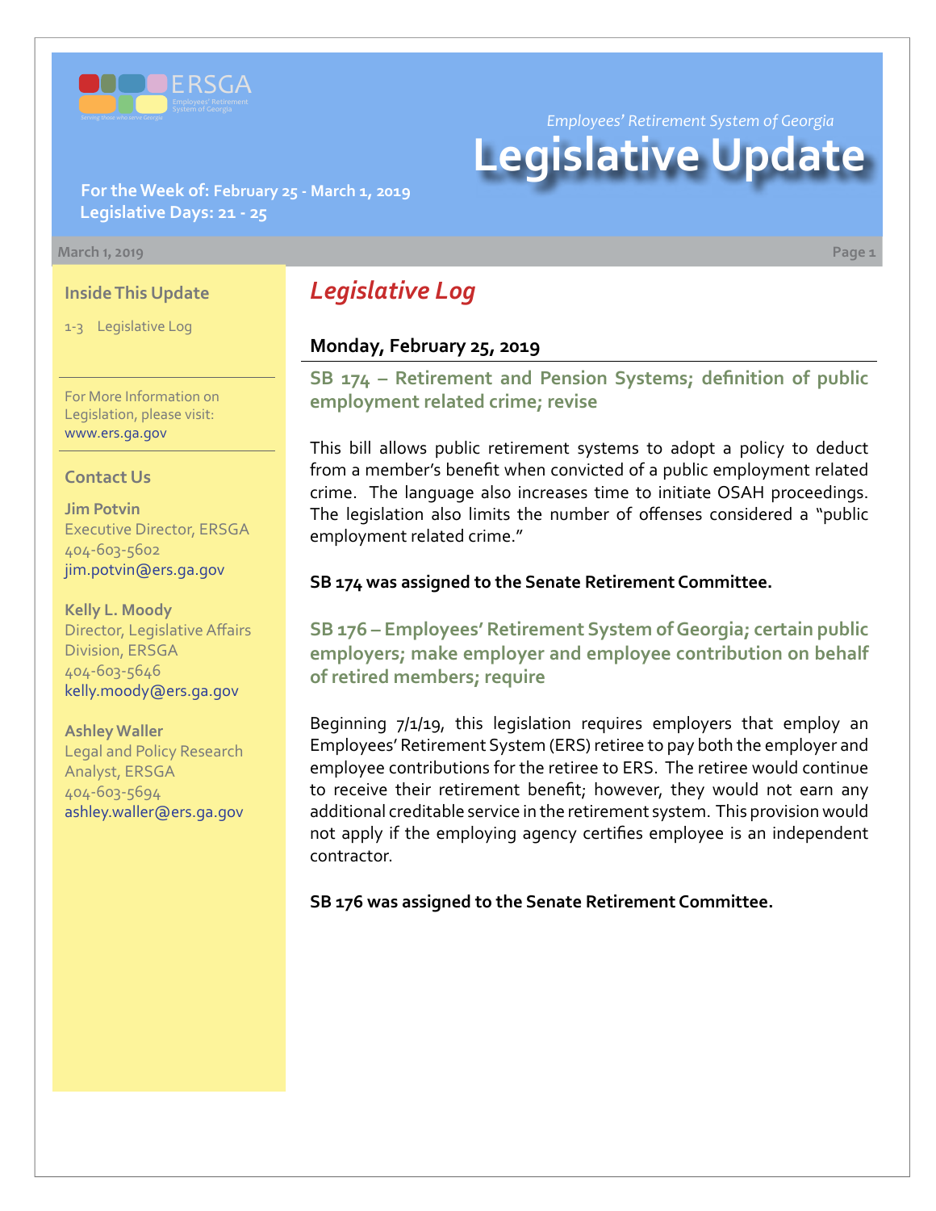Employees' Retirement System of Georgia

# Legislative Update

**For the Week of: February 25 - March 1, 2019**
**Legislative Days: 21 - 25**

March 1, 2019

## Inside This Update

1-3 Legislative Log

For More Information on Legislation, please visit: www.ers.ga.gov

## Contact Us

**Jim Potvin**
Executive Director, ERSGA
404-603-5602
jim.potvin@ers.ga.gov

**Kelly L. Moody**
Director, Legislative Affairs Division, ERSGA
404-603-5646
kelly.moody@ers.ga.gov

**Ashley Waller**
Legal and Policy Research Analyst, ERSGA
404-603-5694
ashley.waller@ers.ga.gov

## *Legislative Log*

### Monday, February 25, 2019

#### SB 174 – Retirement and Pension Systems; definition of public employment related crime; revise

This bill allows public retirement systems to adopt a policy to deduct from a member's benefit when convicted of a public employment related crime. The language also increases time to initiate OSAH proceedings. The legislation also limits the number of offenses considered a "public employment related crime."

**SB 174 was assigned to the Senate Retirement Committee.**

#### SB 176 – Employees' Retirement System of Georgia; certain public employers; make employer and employee contribution on behalf of retired members; require

Beginning 7/1/19, this legislation requires employers that employ an Employees' Retirement System (ERS) retiree to pay both the employer and employee contributions for the retiree to ERS. The retiree would continue to receive their retirement benefit; however, they would not earn any additional creditable service in the retirement system. This provision would not apply if the employing agency certifies employee is an independent contractor.

**SB 176 was assigned to the Senate Retirement Committee.**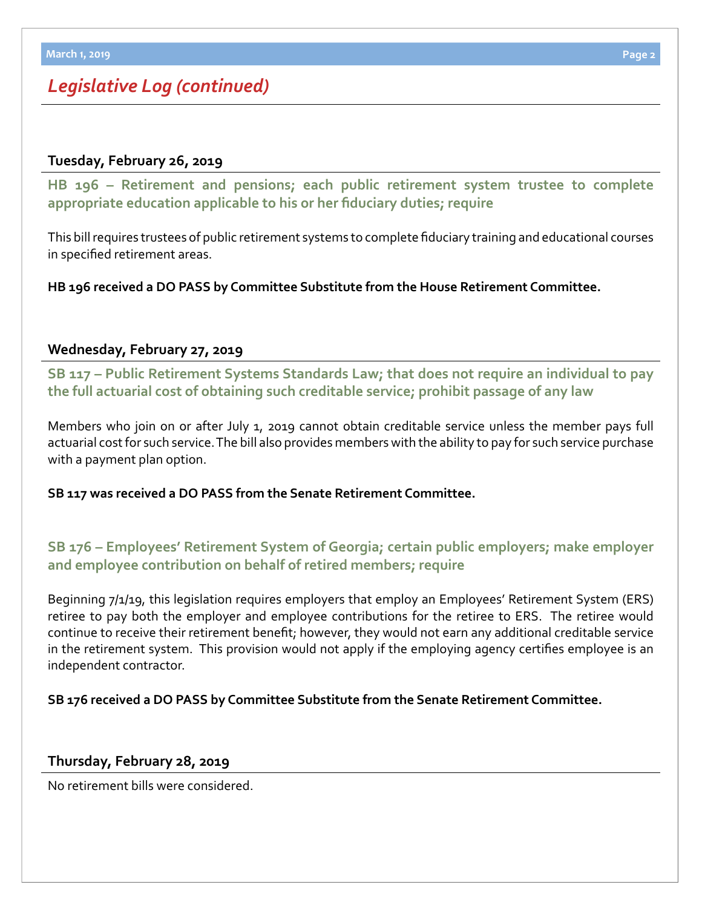## *Legislative Log (continued)*

### Tuesday, February 26, 2019

#### HB 196 – Retirement and pensions; each public retirement system trustee to complete appropriate education applicable to his or her fiduciary duties; require

This bill requires trustees of public retirement systems to complete fiduciary training and educational courses in specified retirement areas.

**HB 196 received a DO PASS by Committee Substitute from the House Retirement Committee.**

### Wednesday, February 27, 2019

#### SB 117 – Public Retirement Systems Standards Law; that does not require an individual to pay the full actuarial cost of obtaining such creditable service; prohibit passage of any law

Members who join on or after July 1, 2019 cannot obtain creditable service unless the member pays full actuarial cost for such service. The bill also provides members with the ability to pay for such service purchase with a payment plan option.

**SB 117 was received a DO PASS from the Senate Retirement Committee.**

#### SB 176 – Employees' Retirement System of Georgia; certain public employers; make employer and employee contribution on behalf of retired members; require

Beginning 7/1/19, this legislation requires employers that employ an Employees' Retirement System (ERS) retiree to pay both the employer and employee contributions for the retiree to ERS. The retiree would continue to receive their retirement benefit; however, they would not earn any additional creditable service in the retirement system. This provision would not apply if the employing agency certifies employee is an independent contractor.

**SB 176 received a DO PASS by Committee Substitute from the Senate Retirement Committee.**

### Thursday, February 28, 2019

No retirement bills were considered.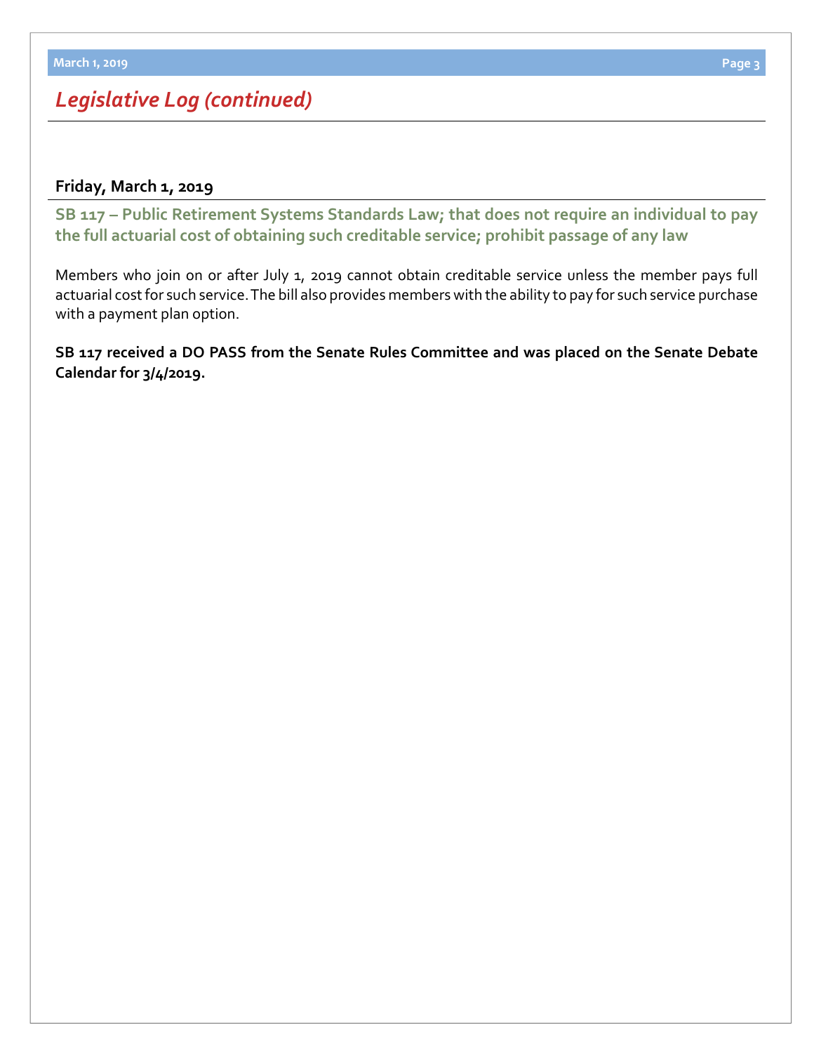## Legislative Log (continued)

### Friday, March 1, 2019

**SB 117 – Public Retirement Systems Standards Law; that does not require an individual to pay the full actuarial cost of obtaining such creditable service; prohibit passage of any law**

Members who join on or after July 1, 2019 cannot obtain creditable service unless the member pays full actuarial cost for such service. The bill also provides members with the ability to pay for such service purchase with a payment plan option.

**SB 117 received a DO PASS from the Senate Rules Committee and was placed on the Senate Debate Calendar for 3/4/2019.**